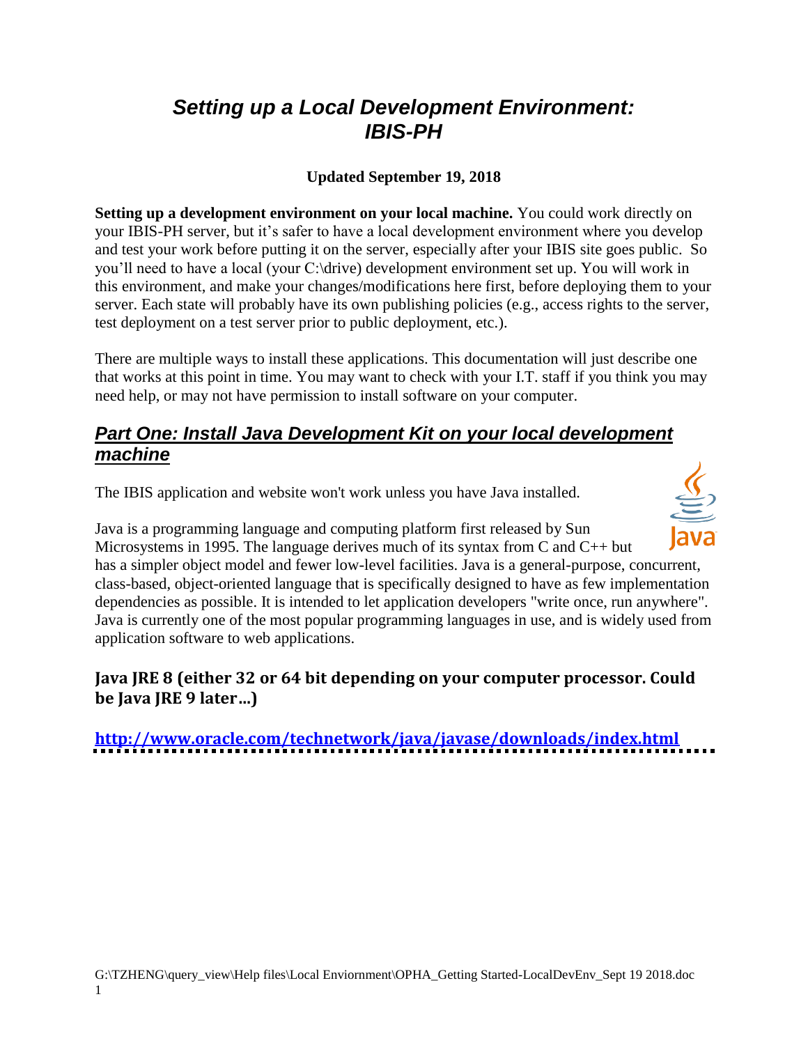# *Setting up a Local Development Environment: IBIS-PH*

**Updated September 19, 2018**

**Setting up a development environment on your local machine.** You could work directly on your IBIS-PH server, but it's safer to have a local development environment where you develop and test your work before putting it on the server, especially after your IBIS site goes public. So you'll need to have a local (your C:\drive) development environment set up. You will work in this environment, and make your changes/modifications here first, before deploying them to your server. Each state will probably have its own publishing policies (e.g., access rights to the server, test deployment on a test server prior to public deployment, etc.).

There are multiple ways to install these applications. This documentation will just describe one that works at this point in time. You may want to check with your I.T. staff if you think you may need help, or may not have permission to install software on your computer.

## *Part One: Install Java Development Kit on your local development machine*

The IBIS application and website won't work unless you have Java installed.

Java is a programming language and computing platform first released by Sun Microsystems in 1995. The language derives much of its syntax from C and C++ but has a simpler object model and fewer low-level facilities. Java is a general-purpose, concurrent, class-based, object-oriented language that is specifically designed to have as few implementation dependencies as possible. It is intended to let application developers "write once, run anywhere". Java is currently one of the most popular programming languages in use, and is widely used from application software to web applications.

### Java JRE 8 (either 32 or 64 bit depending on your computer processor. Could be Java JRE 9 later…)

**http://www.oracle.com/technetwork/java/javase/downloads/index.html**

G:\TZHENG\query_view\Help files\Local Enviornment\OPHA_Getting Started-LocalDevEnv_Sept 19 2018.doc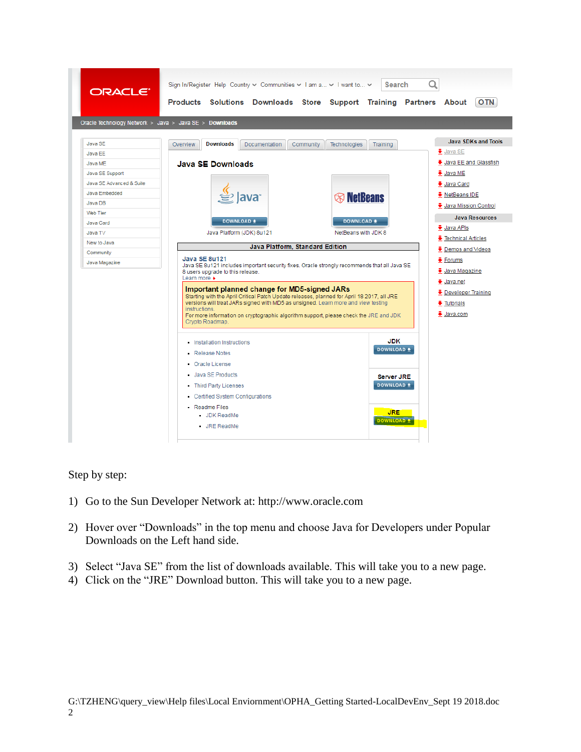Step by step:

1) Go to the Sun Developer Network at: http://www.oracle.com

2) Hover over “Downloads” in the top menu and choose Java for Developers under Popular Downloads on the Left hand side.

3) Select “Java SE” from the list of downloads available. This will take you to a new page.
4) Click on the “JRE” Download button. This will take you to a new page.

G:\TZHENG\query_view\Help files\Local Enviornment\OPHA_Getting Started-LocalDevEnv_Sept 19 2018.doc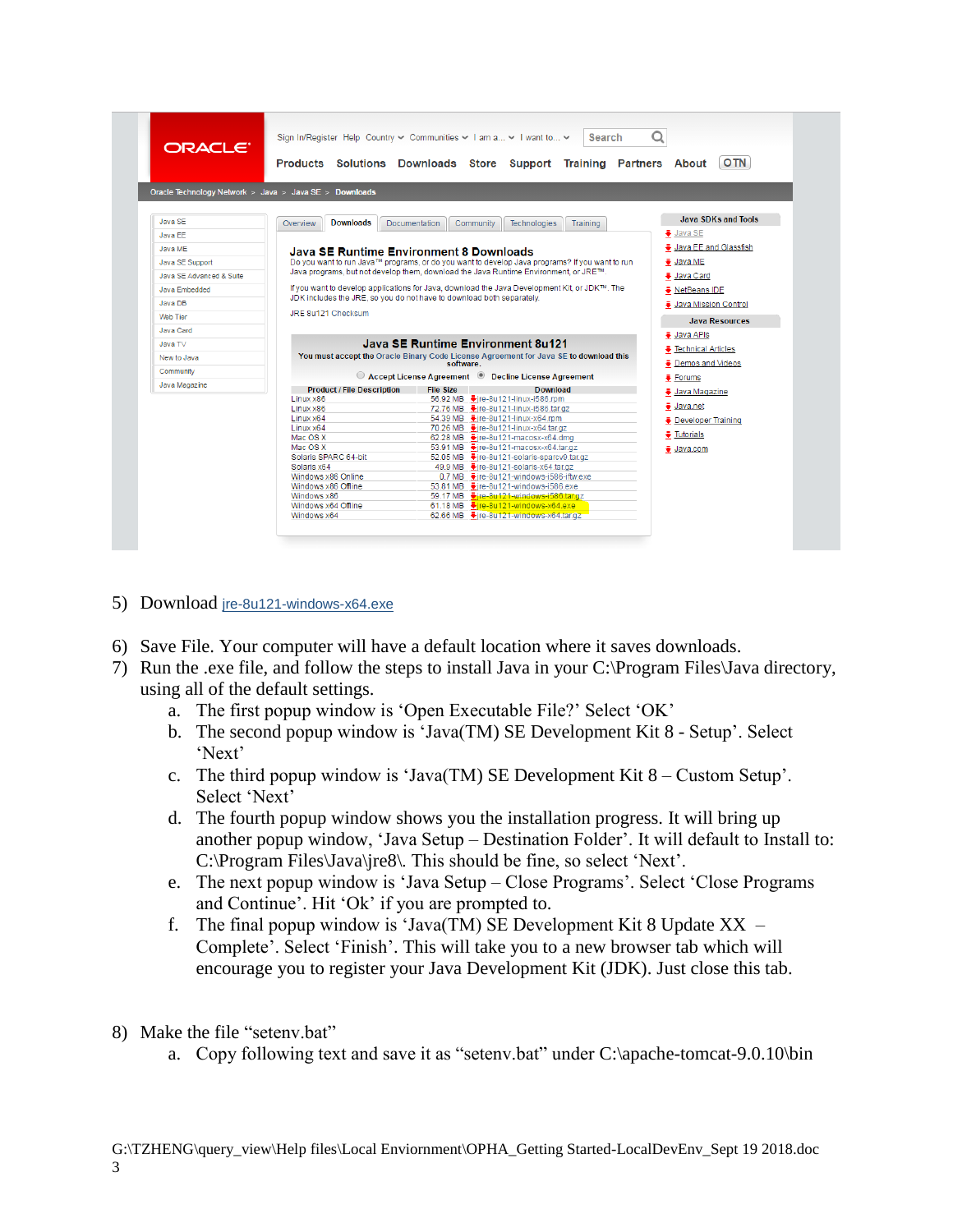5) Download jre-8u121-windows-x64.exe

6) Save File. Your computer will have a default location where it saves downloads.
7) Run the .exe file, and follow the steps to install Java in your C:\Program Files\Java directory, using all of the default settings.
   a. The first popup window is 'Open Executable File?' Select 'OK'
   b. The second popup window is 'Java(TM) SE Development Kit 8 - Setup'. Select 'Next'
   c. The third popup window is 'Java(TM) SE Development Kit 8 – Custom Setup'. Select 'Next'
   d. The fourth popup window shows you the installation progress. It will bring up another popup window, 'Java Setup – Destination Folder'. It will default to Install to: C:\Program Files\Java\jre8\. This should be fine, so select 'Next'.
   e. The next popup window is 'Java Setup – Close Programs'. Select 'Close Programs and Continue'. Hit 'Ok' if you are prompted to.
   f. The final popup window is 'Java(TM) SE Development Kit 8 Update XX – Complete'. Select 'Finish'. This will take you to a new browser tab which will encourage you to register your Java Development Kit (JDK). Just close this tab.

8) Make the file "setenv.bat"
   a. Copy following text and save it as "setenv.bat" under C:\apache-tomcat-9.0.10\bin

G:\TZHENG\query_view\Help files\Local Enviornment\OPHA_Getting Started-LocalDevEnv_Sept 19 2018.doc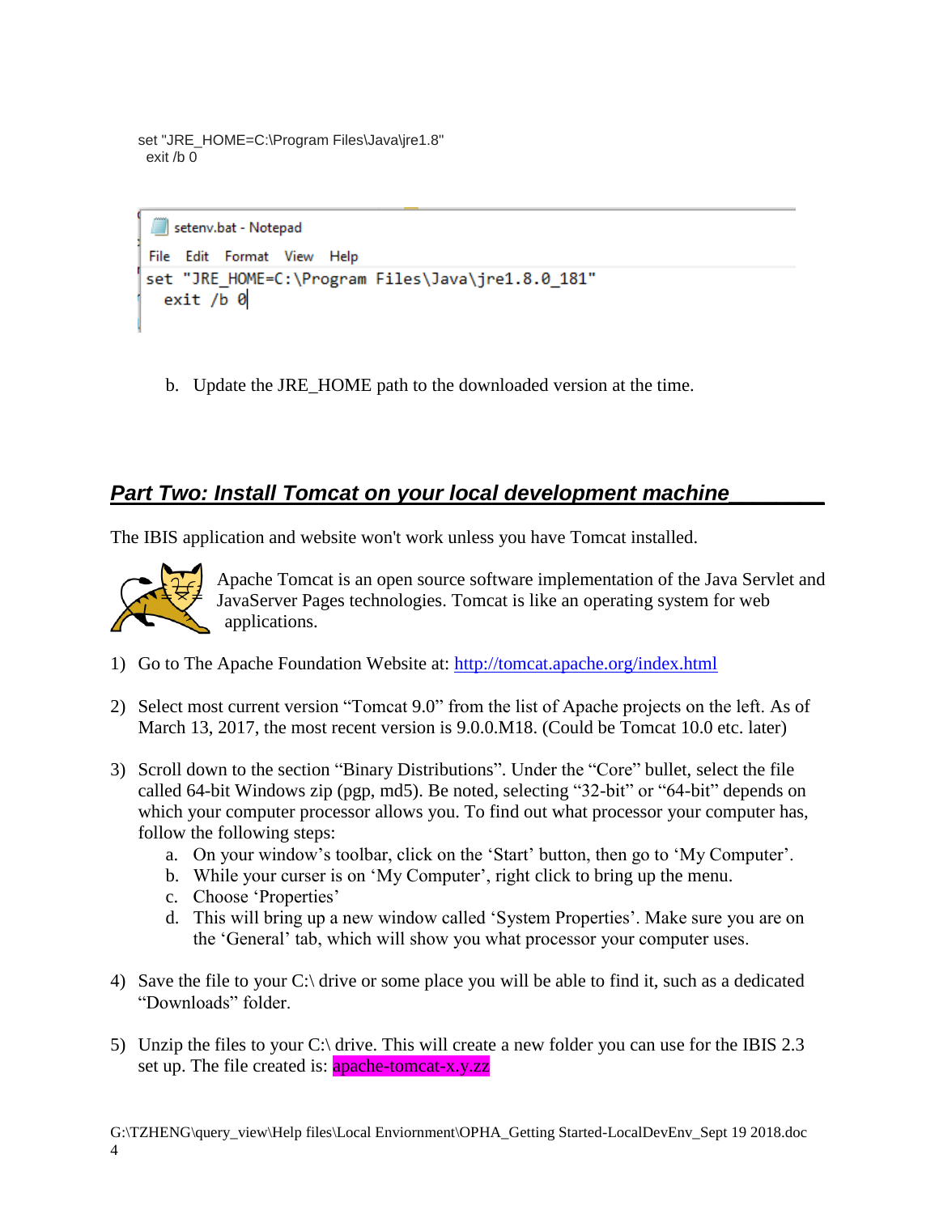```
set "JRE_HOME=C:\Program Files\Java\jre1.8"
  exit /b 0
```

```
setenv.bat - Notepad
File  Edit  Format  View  Help
set "JRE_HOME=C:\Program Files\Java\jre1.8.0_181"
  exit /b 0
```

b. Update the JRE_HOME path to the downloaded version at the time.

## *Part Two: Install Tomcat on your local development machine*

The IBIS application and website won't work unless you have Tomcat installed.

Apache Tomcat is an open source software implementation of the Java Servlet and JavaServer Pages technologies. Tomcat is like an operating system for web applications.

1) Go to The Apache Foundation Website at: http://tomcat.apache.org/index.html

2) Select most current version "Tomcat 9.0" from the list of Apache projects on the left. As of March 13, 2017, the most recent version is 9.0.0.M18. (Could be Tomcat 10.0 etc. later)

3) Scroll down to the section "Binary Distributions". Under the "Core" bullet, select the file called 64-bit Windows zip (pgp, md5). Be noted, selecting "32-bit" or "64-bit" depends on which your computer processor allows you. To find out what processor your computer has, follow the following steps:
   a. On your window's toolbar, click on the 'Start' button, then go to 'My Computer'.
   b. While your curser is on 'My Computer', right click to bring up the menu.
   c. Choose 'Properties'
   d. This will bring up a new window called 'System Properties'. Make sure you are on the 'General' tab, which will show you what processor your computer uses.

4) Save the file to your C:\ drive or some place you will be able to find it, such as a dedicated "Downloads" folder.

5) Unzip the files to your C:\ drive. This will create a new folder you can use for the IBIS 2.3 set up. The file created is: apache-tomcat-x.y.zz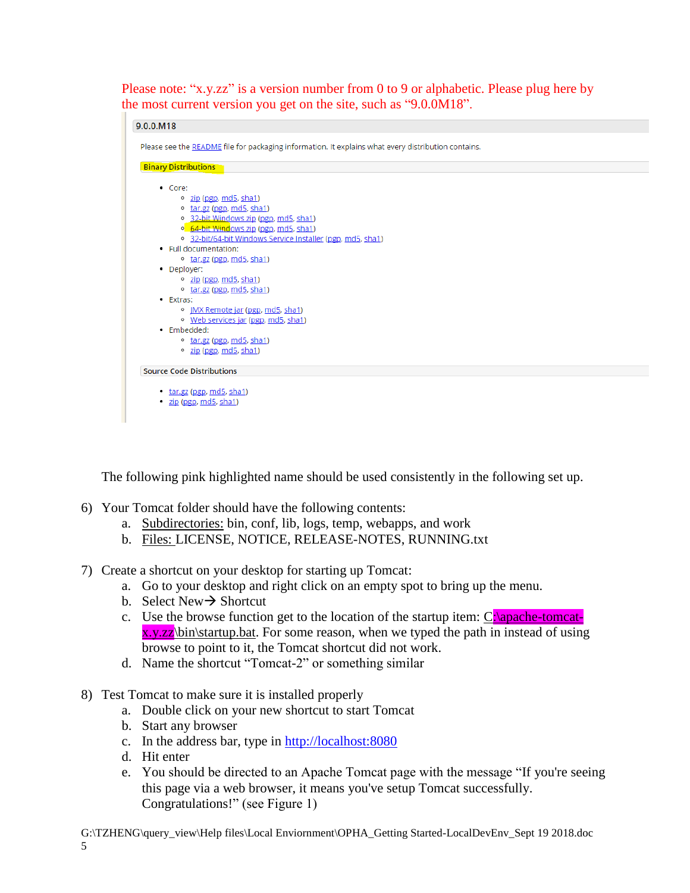Please note: “x.y.zz” is a version number from 0 to 9 or alphabetic. Please plug here by the most current version you get on the site, such as “9.0.0M18”.

9.0.0.M18

Please see the README file for packaging information. It explains what every distribution contains.

**Binary Distributions**

- Core:
  - zip (pgp, md5, sha1)
  - tar.gz (pgp, md5, sha1)
  - 32-bit Windows zip (pgp, md5, sha1)
  - 64-bit Windows zip (pgp, md5, sha1)
  - 32-bit/64-bit Windows Service Installer (pgp, md5, sha1)
- Full documentation:
  - tar.gz (pgp, md5, sha1)
- Deployer:
  - zip (pgp, md5, sha1)
  - tar.gz (pgp, md5, sha1)
- Extras:
  - JMX Remote jar (pgp, md5, sha1)
  - Web services jar (pgp, md5, sha1)
- Embedded:
  - tar.gz (pgp, md5, sha1)
  - zip (pgp, md5, sha1)

**Source Code Distributions**

- tar.gz (pgp, md5, sha1)
- zip (pgp, md5, sha1)

The following pink highlighted name should be used consistently in the following set up.

6) Your Tomcat folder should have the following contents:
   a. Subdirectories: bin, conf, lib, logs, temp, webapps, and work
   b. Files: LICENSE, NOTICE, RELEASE-NOTES, RUNNING.txt

7) Create a shortcut on your desktop for starting up Tomcat:
   a. Go to your desktop and right click on an empty spot to bring up the menu.
   b. Select New→ Shortcut
   c. Use the browse function get to the location of the startup item: C:\apache-tomcat-x.y.zz\bin\startup.bat. For some reason, when we typed the path in instead of using browse to point to it, the Tomcat shortcut did not work.
   d. Name the shortcut “Tomcat-2” or something similar

8) Test Tomcat to make sure it is installed properly
   a. Double click on your new shortcut to start Tomcat
   b. Start any browser
   c. In the address bar, type in http://localhost:8080
   d. Hit enter
   e. You should be directed to an Apache Tomcat page with the message “If you're seeing this page via a web browser, it means you've setup Tomcat successfully. Congratulations!” (see Figure 1)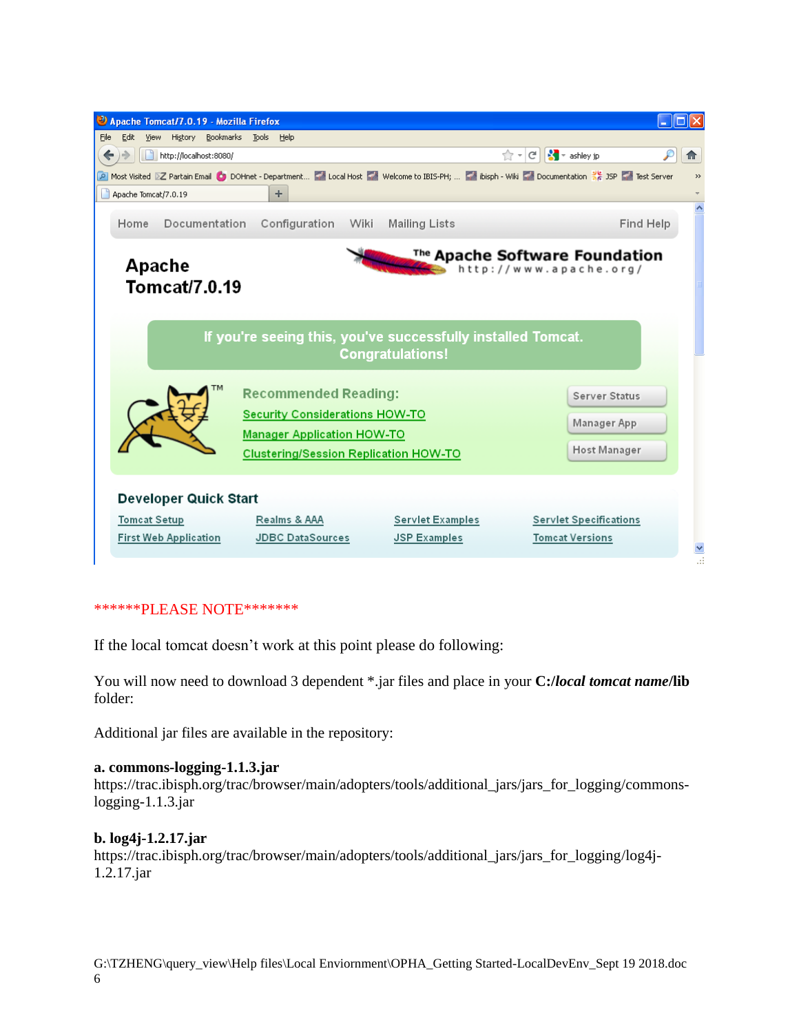******PLEASE NOTE*******

If the local tomcat doesn't work at this point please do following:

You will now need to download 3 dependent *.jar files and place in your **C:/*local tomcat name*/lib** folder:

Additional jar files are available in the repository:

**a. commons-logging-1.1.3.jar**
https://trac.ibisph.org/trac/browser/main/adopters/tools/additional_jars/jars_for_logging/commons-logging-1.1.3.jar

**b. log4j-1.2.17.jar**
https://trac.ibisph.org/trac/browser/main/adopters/tools/additional_jars/jars_for_logging/log4j-1.2.17.jar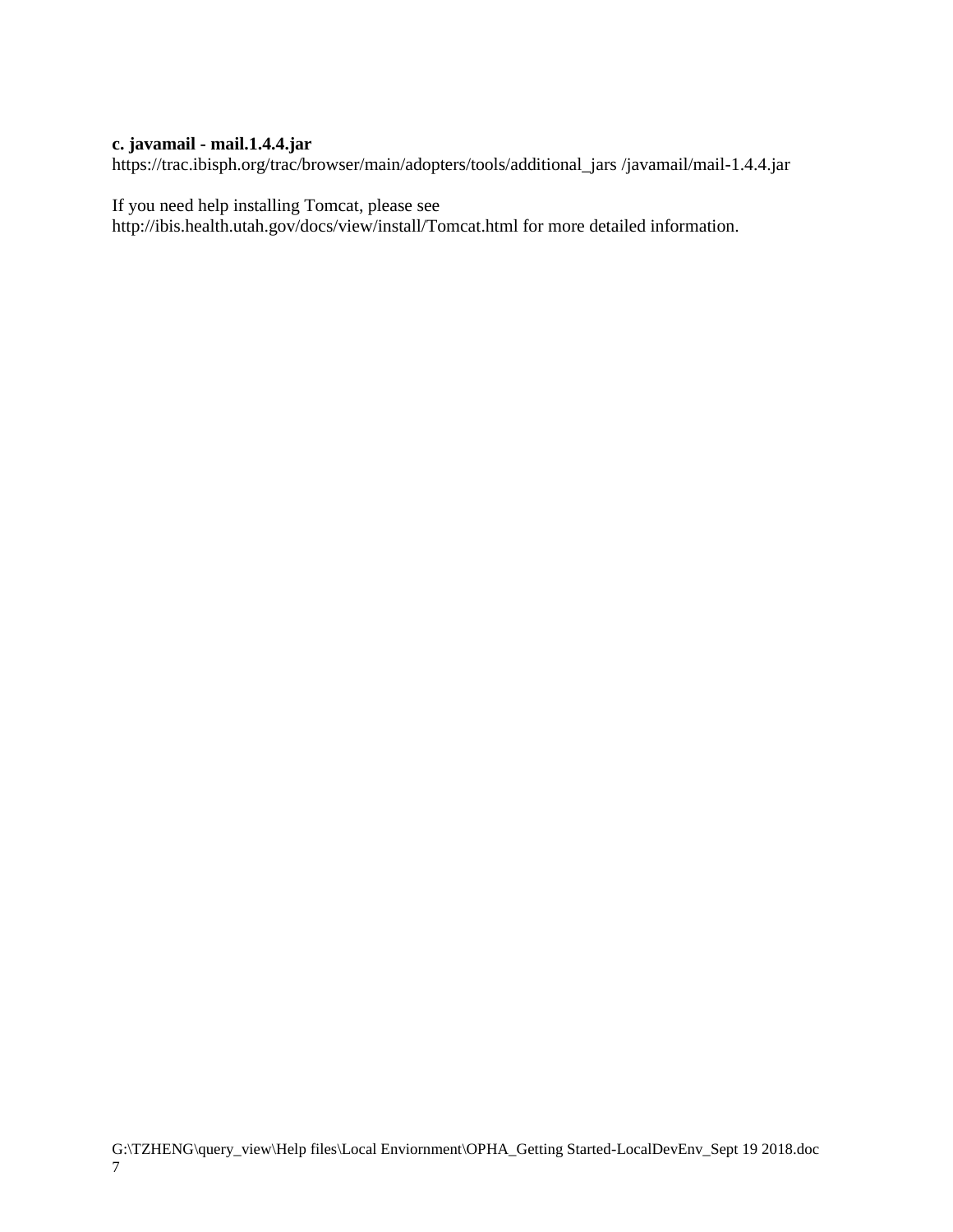**c. javamail - mail.1.4.4.jar**
https://trac.ibisph.org/trac/browser/main/adopters/tools/additional_jars /javamail/mail-1.4.4.jar

If you need help installing Tomcat, please see
http://ibis.health.utah.gov/docs/view/install/Tomcat.html for more detailed information.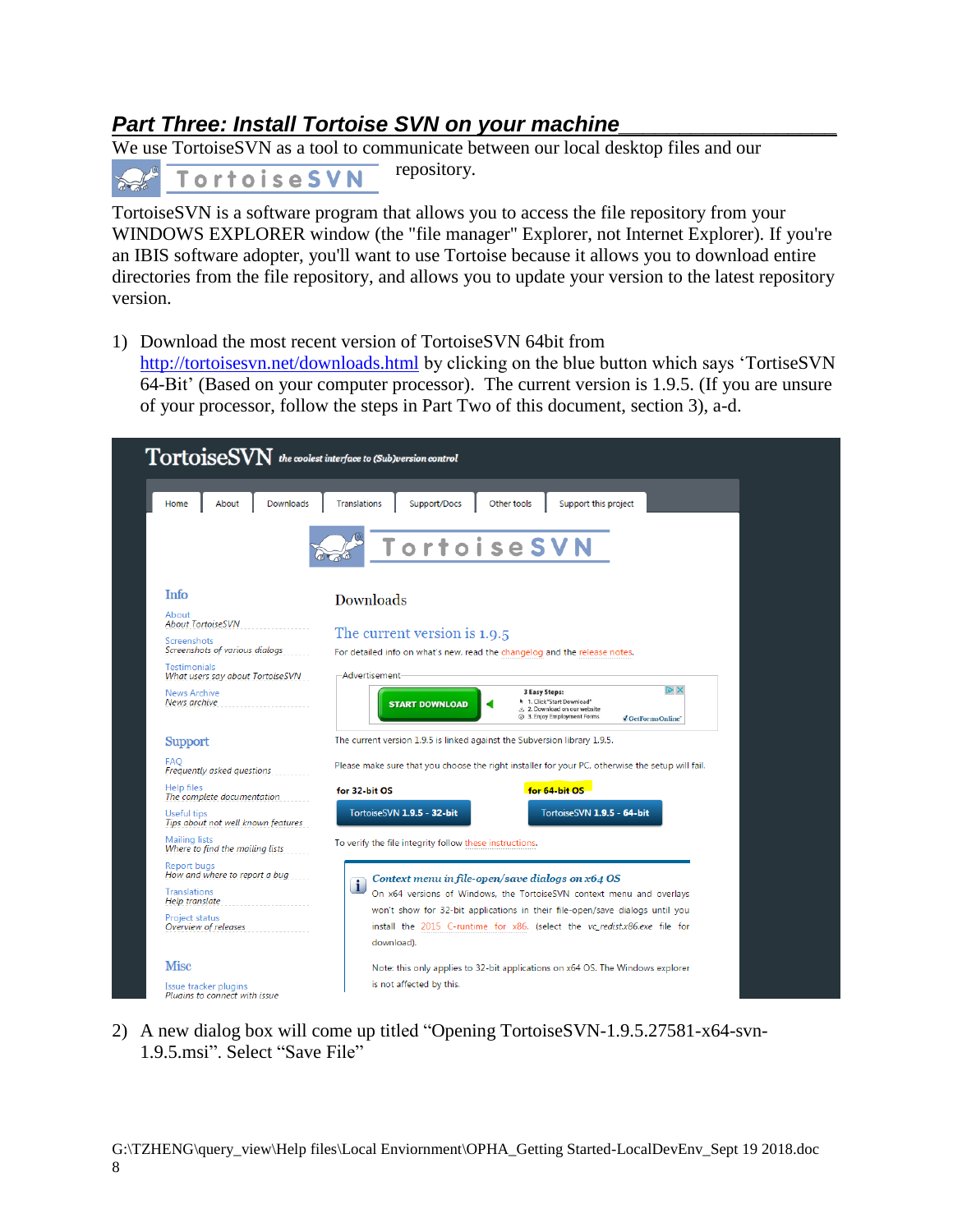## *Part Three: Install Tortoise SVN on your machine*

We use TortoiseSVN as a tool to communicate between our local desktop files and our repository.

TortoiseSVN is a software program that allows you to access the file repository from your WINDOWS EXPLORER window (the "file manager" Explorer, not Internet Explorer). If you're an IBIS software adopter, you'll want to use Tortoise because it allows you to download entire directories from the file repository, and allows you to update your version to the latest repository version.

1) Download the most recent version of TortoiseSVN 64bit from http://tortoisesvn.net/downloads.html by clicking on the blue button which says 'TortiseSVN 64-Bit' (Based on your computer processor). The current version is 1.9.5. (If you are unsure of your processor, follow the steps in Part Two of this document, section 3), a-d.

2) A new dialog box will come up titled "Opening TortoiseSVN-1.9.5.27581-x64-svn-1.9.5.msi". Select "Save File"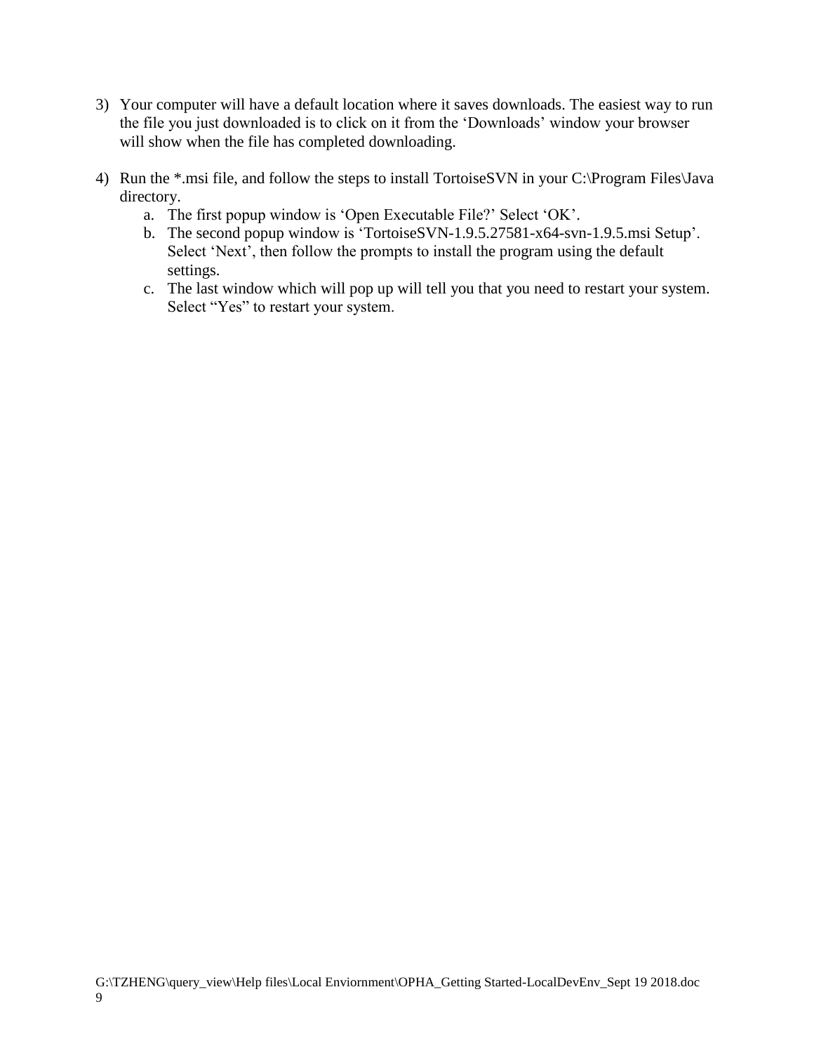3) Your computer will have a default location where it saves downloads. The easiest way to run the file you just downloaded is to click on it from the 'Downloads' window your browser will show when the file has completed downloading.

4) Run the *.msi file, and follow the steps to install TortoiseSVN in your C:\Program Files\Java directory.
   a. The first popup window is 'Open Executable File?' Select 'OK'.
   b. The second popup window is 'TortoiseSVN-1.9.5.27581-x64-svn-1.9.5.msi Setup'. Select 'Next', then follow the prompts to install the program using the default settings.
   c. The last window which will pop up will tell you that you need to restart your system. Select "Yes" to restart your system.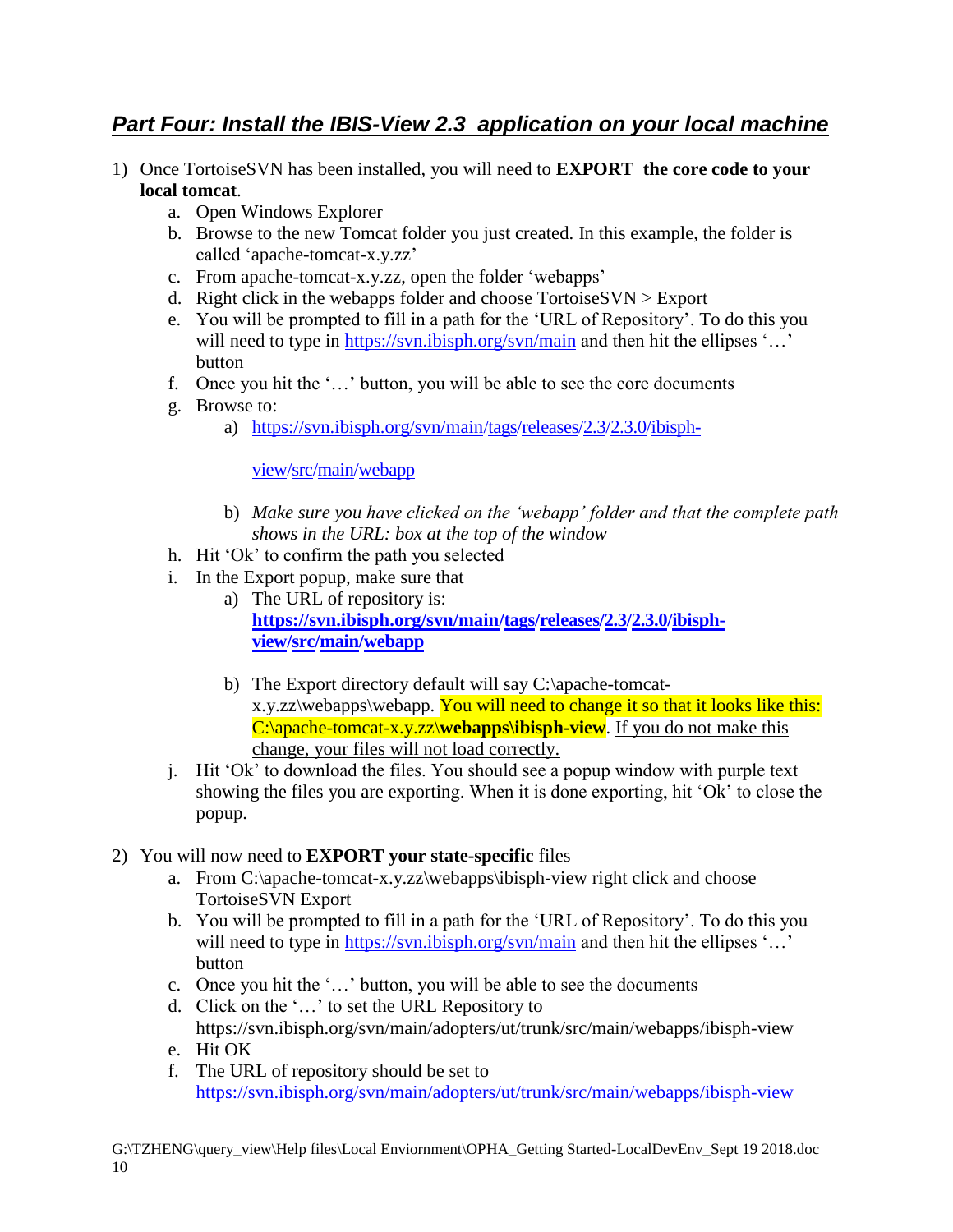## ***Part Four: Install the IBIS-View 2.3 application on your local machine***

1) Once TortoiseSVN has been installed, you will need to **EXPORT the core code to your local tomcat**.
   a. Open Windows Explorer
   b. Browse to the new Tomcat folder you just created. In this example, the folder is called 'apache-tomcat-x.y.zz'
   c. From apache-tomcat-x.y.zz, open the folder 'webapps'
   d. Right click in the webapps folder and choose TortoiseSVN > Export
   e. You will be prompted to fill in a path for the 'URL of Repository'. To do this you will need to type in https://svn.ibisph.org/svn/main and then hit the ellipses '…' button
   f. Once you hit the '…' button, you will be able to see the core documents
   g. Browse to:
      a) https://svn.ibisph.org/svn/main/tags/releases/2.3/2.3.0/ibisph-view/src/main/webapp
      b) *Make sure you have clicked on the 'webapp' folder and that the complete path shows in the URL: box at the top of the window*
   h. Hit 'Ok' to confirm the path you selected
   i. In the Export popup, make sure that
      a) The URL of repository is: **https://svn.ibisph.org/svn/main/tags/releases/2.3/2.3.0/ibisph-view/src/main/webapp**
      b) The Export directory default will say C:\apache-tomcat-x.y.zz\webapps\webapp. You will need to change it so that it looks like this: C:\apache-tomcat-x.y.zz\**webapps\ibisph-view**. If you do not make this change, your files will not load correctly.
   j. Hit 'Ok' to download the files. You should see a popup window with purple text showing the files you are exporting. When it is done exporting, hit 'Ok' to close the popup.

2) You will now need to **EXPORT your state-specific** files
   a. From C:\apache-tomcat-x.y.zz\webapps\ibisph-view right click and choose TortoiseSVN Export
   b. You will be prompted to fill in a path for the 'URL of Repository'. To do this you will need to type in https://svn.ibisph.org/svn/main and then hit the ellipses '…' button
   c. Once you hit the '…' button, you will be able to see the documents
   d. Click on the '…' to set the URL Repository to https://svn.ibisph.org/svn/main/adopters/ut/trunk/src/main/webapps/ibisph-view
   e. Hit OK
   f. The URL of repository should be set to https://svn.ibisph.org/svn/main/adopters/ut/trunk/src/main/webapps/ibisph-view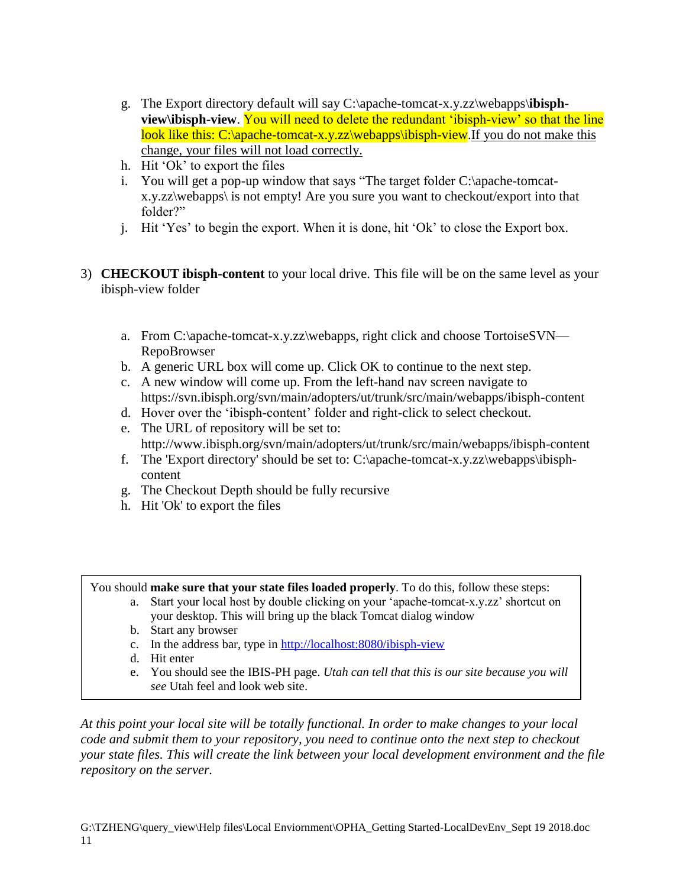g. The Export directory default will say C:\apache-tomcat-x.y.zz\webapps\**ibisph-view\ibisph-view**. You will need to delete the redundant 'ibisph-view' so that the line look like this: C:\apache-tomcat-x.y.zz\webapps\ibisph-view.If you do not make this change, your files will not load correctly.
h. Hit 'Ok' to export the files
i. You will get a pop-up window that says "The target folder C:\apache-tomcat-x.y.zz\webapps\ is not empty! Are you sure you want to checkout/export into that folder?"
j. Hit 'Yes' to begin the export. When it is done, hit 'Ok' to close the Export box.

3) **CHECKOUT ibisph-content** to your local drive. This file will be on the same level as your ibisph-view folder

   a. From C:\apache-tomcat-x.y.zz\webapps, right click and choose TortoiseSVN—RepoBrowser
   b. A generic URL box will come up. Click OK to continue to the next step.
   c. A new window will come up. From the left-hand nav screen navigate to https://svn.ibisph.org/svn/main/adopters/ut/trunk/src/main/webapps/ibisph-content
   d. Hover over the 'ibisph-content' folder and right-click to select checkout.
   e. The URL of repository will be set to: http://www.ibisph.org/svn/main/adopters/ut/trunk/src/main/webapps/ibisph-content
   f. The 'Export directory' should be set to: C:\apache-tomcat-x.y.zz\webapps\ibisph-content
   g. The Checkout Depth should be fully recursive
   h. Hit 'Ok' to export the files

You should **make sure that your state files loaded properly**. To do this, follow these steps:

a. Start your local host by double clicking on your 'apache-tomcat-x.y.zz' shortcut on your desktop. This will bring up the black Tomcat dialog window
b. Start any browser
c. In the address bar, type in http://localhost:8080/ibisph-view
d. Hit enter
e. You should see the IBIS-PH page. *Utah can tell that this is our site because you will see* Utah feel and look web site.

*At this point your local site will be totally functional. In order to make changes to your local code and submit them to your repository, you need to continue onto the next step to checkout your state files. This will create the link between your local development environment and the file repository on the server.*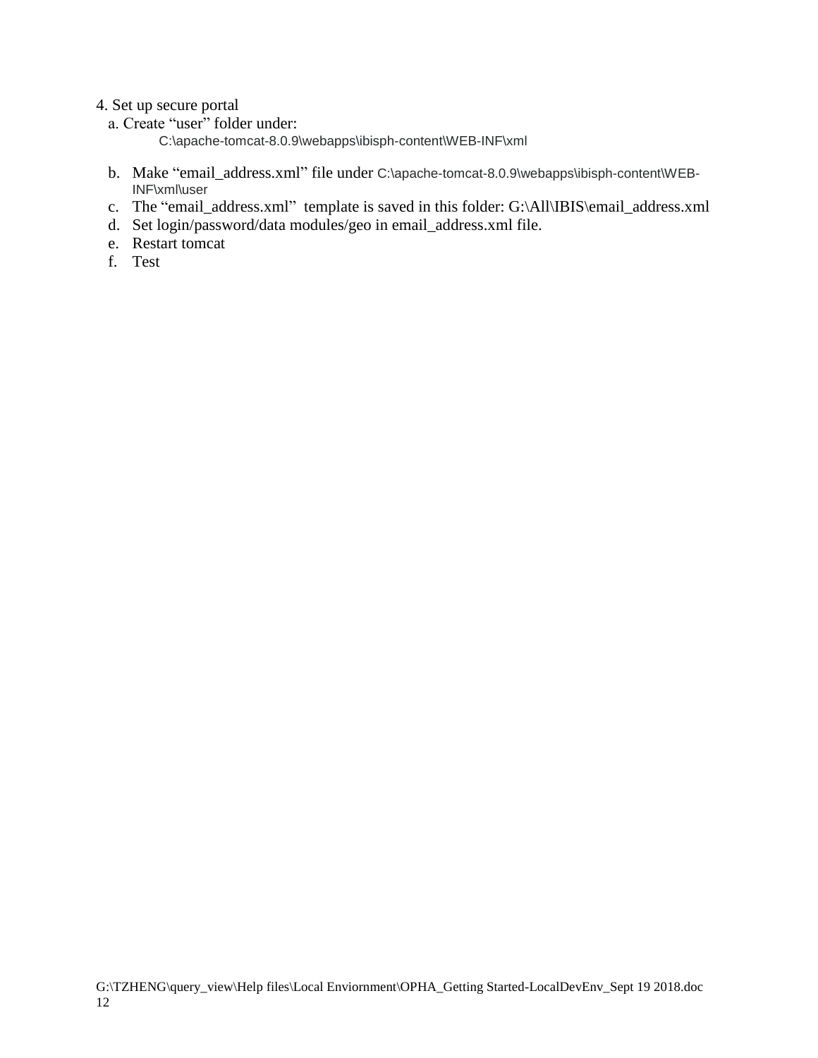4. Set up secure portal

   a. Create “user” folder under:
      C:\apache-tomcat-8.0.9\webapps\ibisph-content\WEB-INF\xml
   b. Make “email_address.xml” file under C:\apache-tomcat-8.0.9\webapps\ibisph-content\WEB-INF\xml\user
   c. The “email_address.xml” template is saved in this folder: G:\All\IBIS\email_address.xml
   d. Set login/password/data modules/geo in email_address.xml file.
   e. Restart tomcat
   f. Test